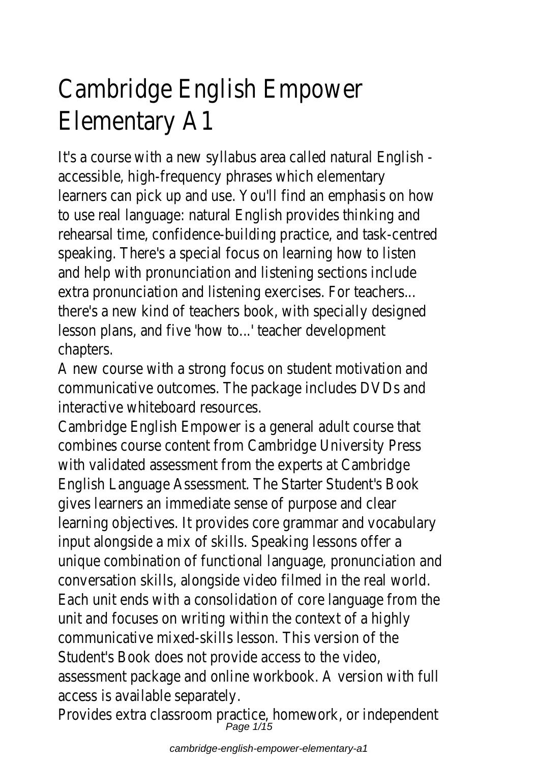# Cambridge English Empower Elementary A1

It's a course with a new syllabus area called natural English - accessible, high-frequency phrases which elementary learners can pick up and use. You'll find an emphasis on how to use real language: natural English provides thinking and rehearsal time, confidence-building practice, and task-centred speaking. There's a special focus on learning how to listen and help with pronunciation and listening sections include extra pronunciation and listening exercises. For teachers... there's a new kind of teachers book, with specially designed lesson plans, and five 'how to...' teacher development chapters.

A new course with a strong focus on student motivation and communicative outcomes. The package includes DVDs and interactive whiteboard resources.

Cambridge English Empower is a general adult course that combines course content from Cambridge University Press with validated assessment from the experts at Cambridge English Language Assessment. The Starter Student's Book gives learners an immediate sense of purpose and clear learning objectives. It provides core grammar and vocabulary input alongside a mix of skills. Speaking lessons offer a unique combination of functional language, pronunciation and conversation skills, alongside video filmed in the real world. Each unit ends with a consolidation of core language from the unit and focuses on writing within the context of a highly communicative mixed-skills lesson. This version of the Student's Book does not provide access to the video, assessment package and online workbook. A version with full access is available separately.

Provides extra classroom practice, homework, or independent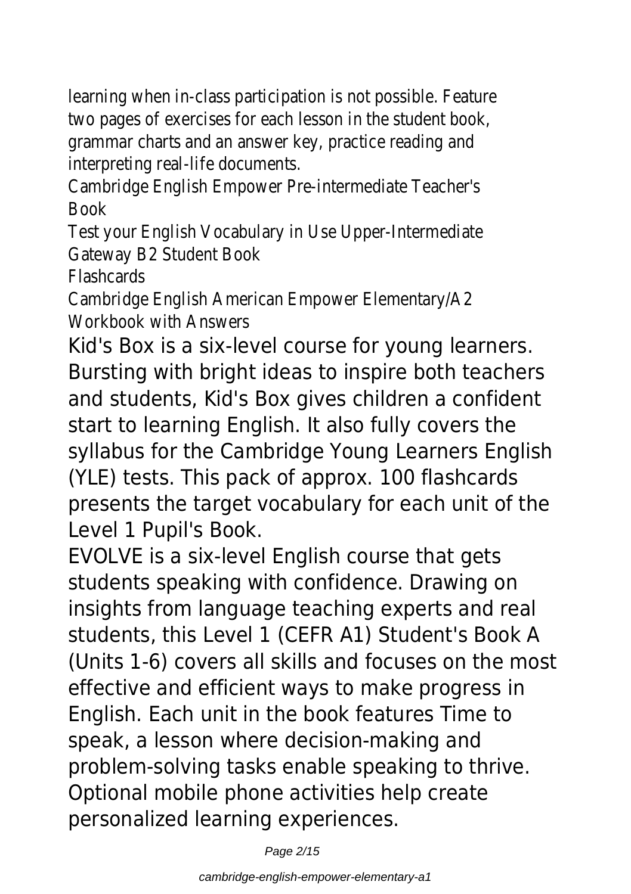learning when in-class participation is not possible. Feature two pages of exercises for each lesson in the student book, grammar charts and an answer key, practice reading and interpreting real-life documents.

Cambridge English Empower Pre-intermediate Teacher's Book

Test your English Vocabulary in Use Upper-Intermediate

Gateway B2 Student Book

Flashcards

Cambridge English American Empower Elementary/A2 Workbook with Answers

Kid's Box is a six-level course for young learners. Bursting with bright ideas to inspire both teachers and students, Kid's Box gives children a confident start to learning English. It also fully covers the syllabus for the Cambridge Young Learners English (YLE) tests. This pack of approx. 100 flashcards presents the target vocabulary for each unit of the Level 1 Pupil's Book.

EVOLVE is a six-level English course that gets students speaking with confidence. Drawing on insights from language teaching experts and real students, this Level 1 (CEFR A1) Student's Book A (Units 1-6) covers all skills and focuses on the most effective and efficient ways to make progress in English. Each unit in the book features Time to speak, a lesson where decision-making and problem-solving tasks enable speaking to thrive. Optional mobile phone activities help create personalized learning experiences.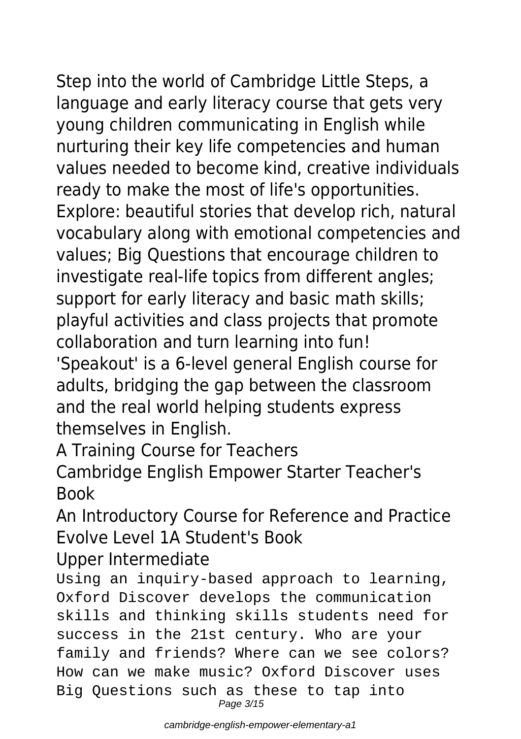Step into the world of Cambridge Little Steps, a language and early literacy course that gets very young children communicating in English while nurturing their key life competencies and human values needed to become kind, creative individuals ready to make the most of life's opportunities. Explore: beautiful stories that develop rich, natural vocabulary along with emotional competencies and values; Big Questions that encourage children to investigate real-life topics from different angles; support for early literacy and basic math skills; playful activities and class projects that promote collaboration and turn learning into fun!

'Speakout' is a 6-level general English course for adults, bridging the gap between the classroom and the real world helping students express themselves in English.

A Training Course for Teachers

Cambridge English Empower Starter Teacher's Book

An Introductory Course for Reference and Practice

Evolve Level 1A Student's Book

Upper Intermediate

Using an inquiry-based approach to learning, Oxford Discover develops the communication skills and thinking skills students need for success in the 21st century. Who are your family and friends? Where can we see colors? How can we make music? Oxford Discover uses Big Questions such as these to tap into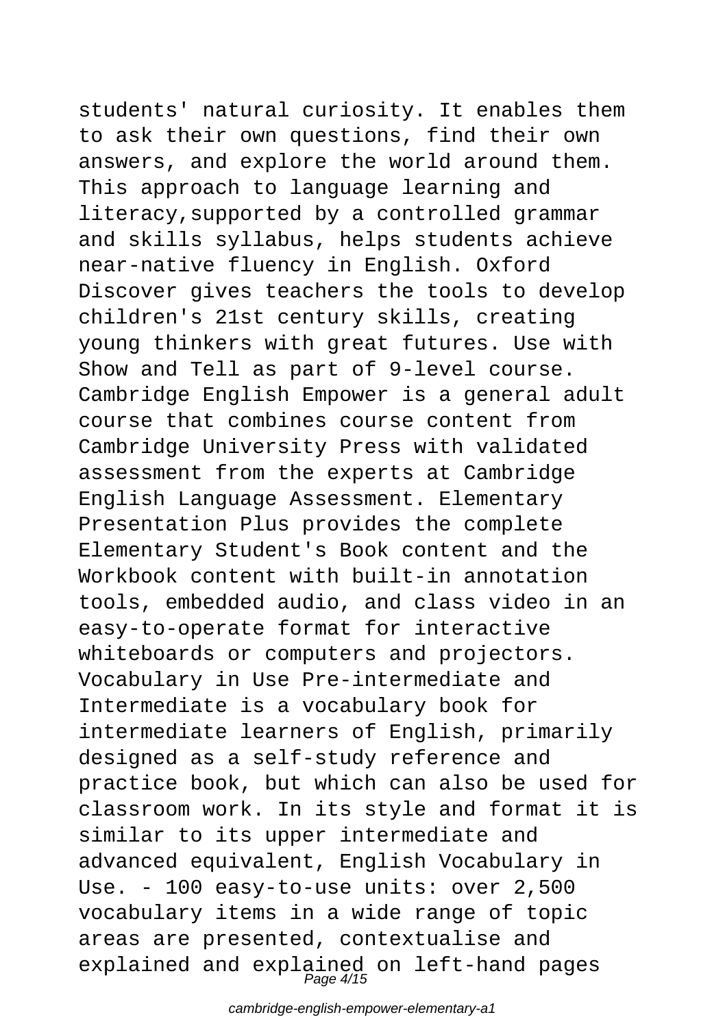students' natural curiosity. It enables them to ask their own questions, find their own answers, and explore the world around them. This approach to language learning and literacy,supported by a controlled grammar and skills syllabus, helps students achieve near-native fluency in English. Oxford Discover gives teachers the tools to develop children's 21st century skills, creating young thinkers with great futures. Use with Show and Tell as part of 9-level course.
Cambridge English Empower is a general adult course that combines course content from Cambridge University Press with validated assessment from the experts at Cambridge English Language Assessment. Elementary Presentation Plus provides the complete Elementary Student's Book content and the Workbook content with built-in annotation tools, embedded audio, and class video in an easy-to-operate format for interactive whiteboards or computers and projectors.
Vocabulary in Use Pre-intermediate and Intermediate is a vocabulary book for intermediate learners of English, primarily designed as a self-study reference and practice book, but which can also be used for classroom work. In its style and format it is similar to its upper intermediate and advanced equivalent, English Vocabulary in Use. - 100 easy-to-use units: over 2,500 vocabulary items in a wide range of topic areas are presented, contextualise and explained and explained on left-hand pages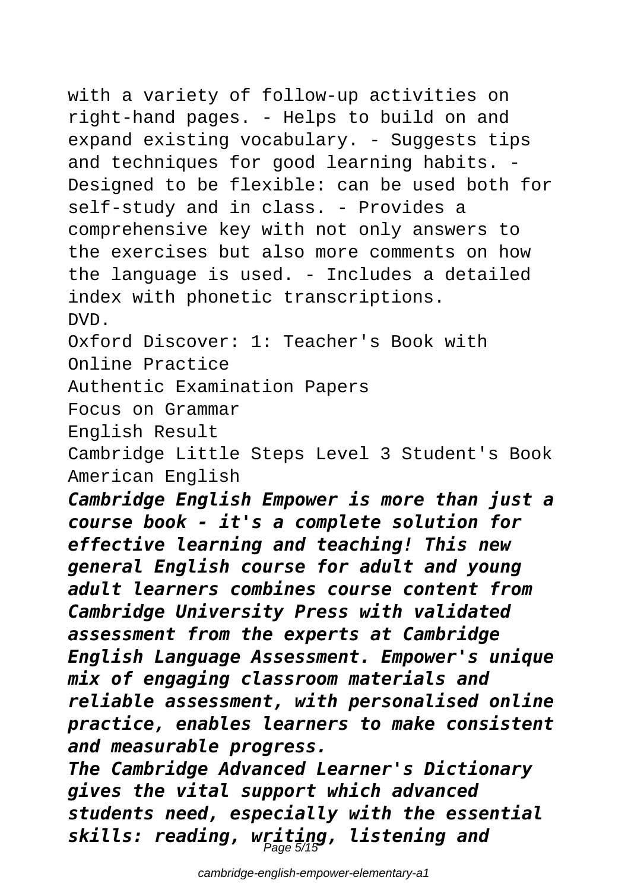with a variety of follow-up activities on right-hand pages. - Helps to build on and expand existing vocabulary. - Suggests tips and techniques for good learning habits. - Designed to be flexible: can be used both for self-study and in class. - Provides a comprehensive key with not only answers to the exercises but also more comments on how the language is used. - Includes a detailed index with phonetic transcriptions.

DVD.

Oxford Discover: 1: Teacher's Book with Online Practice

Authentic Examination Papers

Focus on Grammar

English Result

Cambridge Little Steps Level 3 Student's Book American English

***Cambridge English Empower is more than just a course book - it's a complete solution for effective learning and teaching! This new general English course for adult and young adult learners combines course content from Cambridge University Press with validated assessment from the experts at Cambridge English Language Assessment. Empower's unique mix of engaging classroom materials and reliable assessment, with personalised online practice, enables learners to make consistent and measurable progress.***

***The Cambridge Advanced Learner's Dictionary gives the vital support which advanced students need, especially with the essential skills: reading, writing, listening and***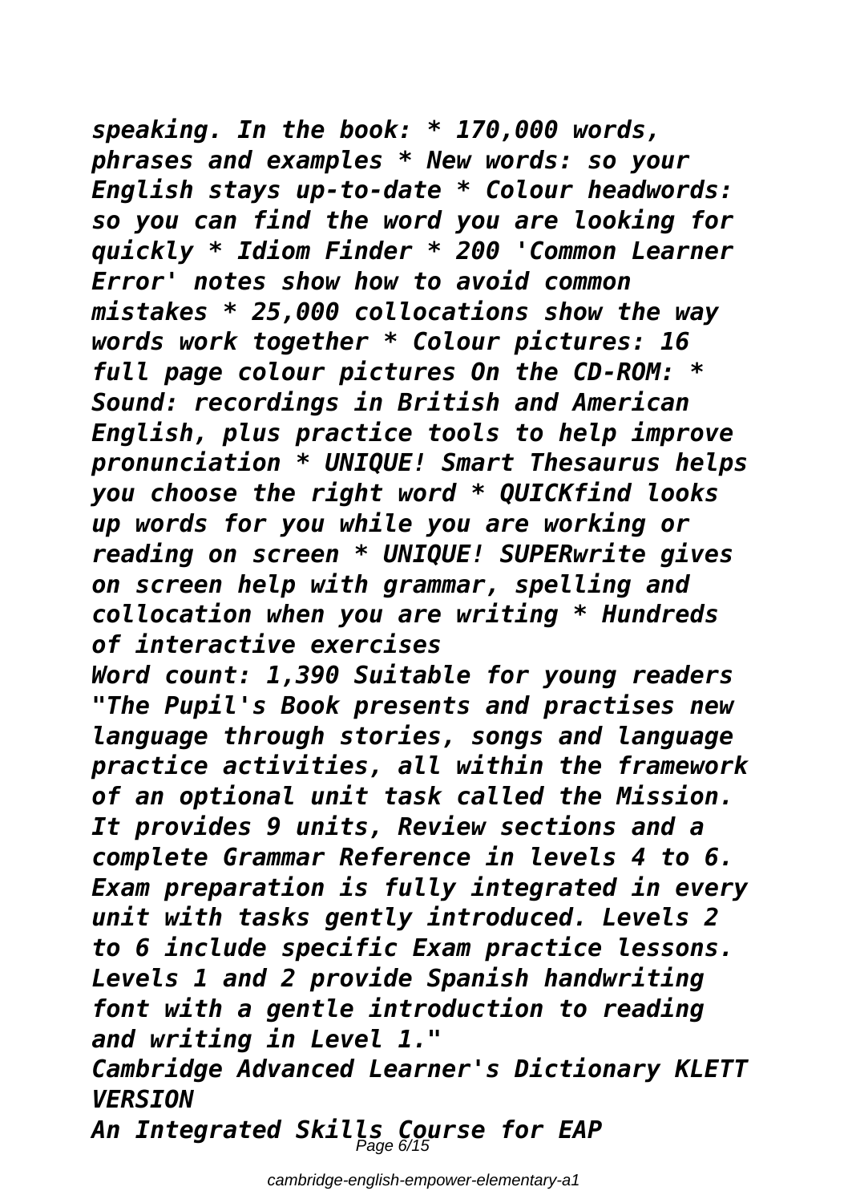*speaking. In the book: * 170,000 words, phrases and examples * New words: so your English stays up-to-date * Colour headwords: so you can find the word you are looking for quickly * Idiom Finder * 200 'Common Learner Error' notes show how to avoid common mistakes * 25,000 collocations show the way words work together * Colour pictures: 16 full page colour pictures On the CD-ROM: * Sound: recordings in British and American English, plus practice tools to help improve pronunciation * UNIQUE! Smart Thesaurus helps you choose the right word * QUICKfind looks up words for you while you are working or reading on screen * UNIQUE! SUPERwrite gives on screen help with grammar, spelling and collocation when you are writing * Hundreds of interactive exercises*

*Word count: 1,390 Suitable for young readers "The Pupil's Book presents and practises new language through stories, songs and language practice activities, all within the framework of an optional unit task called the Mission. It provides 9 units, Review sections and a complete Grammar Reference in levels 4 to 6. Exam preparation is fully integrated in every unit with tasks gently introduced. Levels 2 to 6 include specific Exam practice lessons. Levels 1 and 2 provide Spanish handwriting font with a gentle introduction to reading and writing in Level 1."*

*Cambridge Advanced Learner's Dictionary KLETT VERSION*

*An Integrated Skills Course for EAP*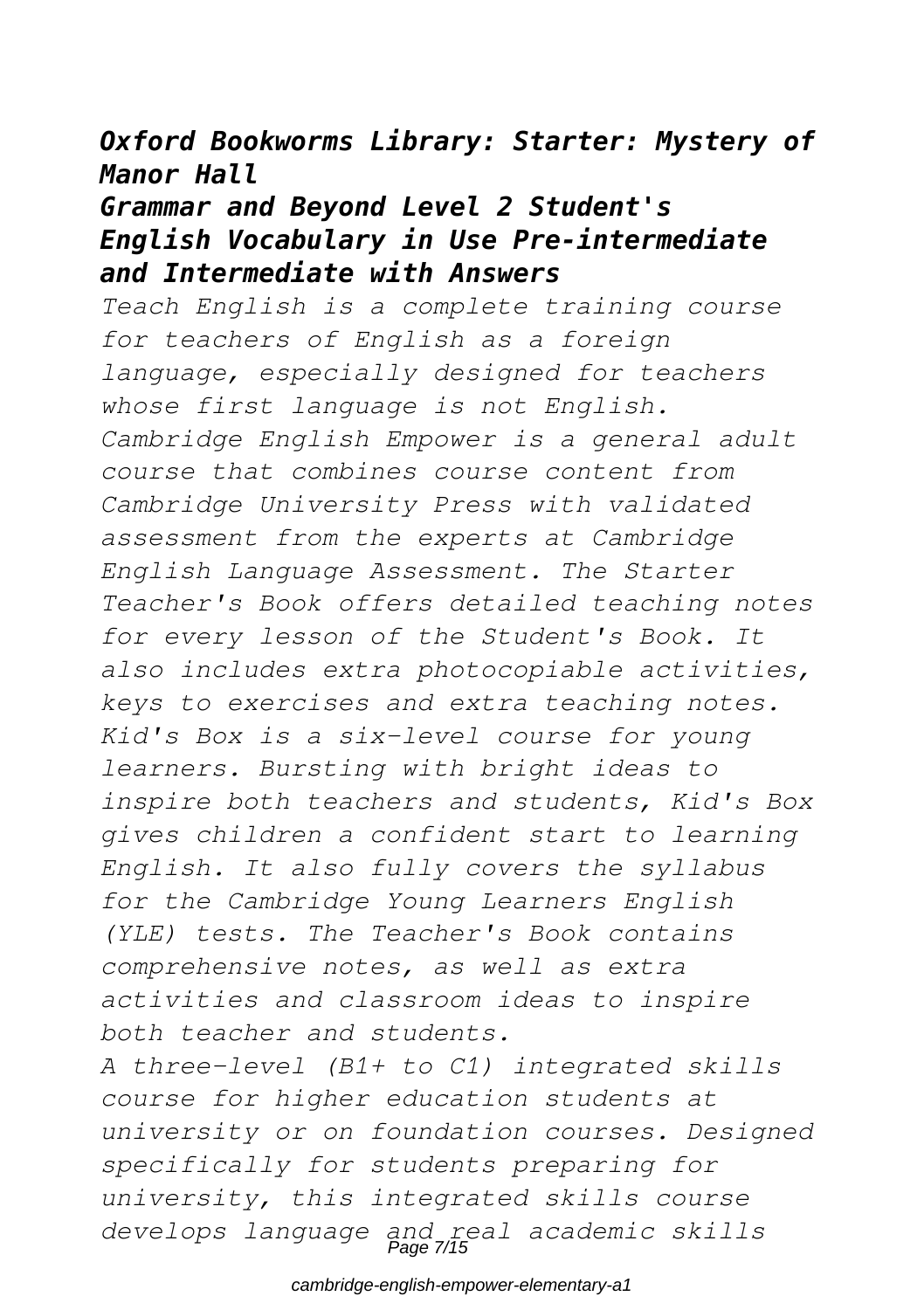### *Oxford Bookworms Library: Starter: Mystery of Manor Hall*

### *Grammar and Beyond Level 2 Student's English Vocabulary in Use Pre-intermediate and Intermediate with Answers*

*Teach English is a complete training course for teachers of English as a foreign language, especially designed for teachers whose first language is not English. Cambridge English Empower is a general adult course that combines course content from Cambridge University Press with validated assessment from the experts at Cambridge English Language Assessment. The Starter Teacher's Book offers detailed teaching notes for every lesson of the Student's Book. It also includes extra photocopiable activities, keys to exercises and extra teaching notes. Kid's Box is a six-level course for young learners. Bursting with bright ideas to inspire both teachers and students, Kid's Box gives children a confident start to learning English. It also fully covers the syllabus for the Cambridge Young Learners English (YLE) tests. The Teacher's Book contains comprehensive notes, as well as extra activities and classroom ideas to inspire both teacher and students.*

*A three-level (B1+ to C1) integrated skills course for higher education students at university or on foundation courses. Designed specifically for students preparing for university, this integrated skills course develops language and real academic skills*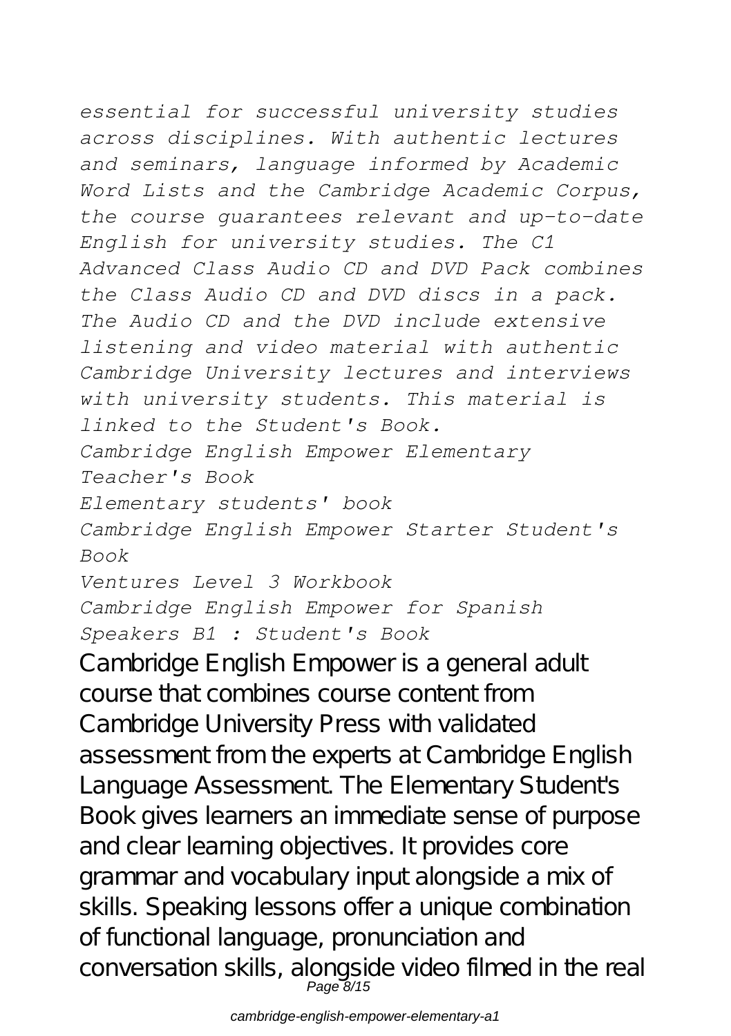*essential for successful university studies across disciplines. With authentic lectures and seminars, language informed by Academic Word Lists and the Cambridge Academic Corpus, the course guarantees relevant and up-to-date English for university studies. The C1 Advanced Class Audio CD and DVD Pack combines the Class Audio CD and DVD discs in a pack. The Audio CD and the DVD include extensive listening and video material with authentic Cambridge University lectures and interviews with university students. This material is linked to the Student's Book.*

*Cambridge English Empower Elementary Teacher's Book*

*Elementary students' book*

*Cambridge English Empower Starter Student's Book*

*Ventures Level 3 Workbook*

*Cambridge English Empower for Spanish Speakers B1 : Student's Book*

Cambridge English Empower is a general adult course that combines course content from Cambridge University Press with validated assessment from the experts at Cambridge English Language Assessment. The Elementary Student's Book gives learners an immediate sense of purpose and clear learning objectives. It provides core grammar and vocabulary input alongside a mix of skills. Speaking lessons offer a unique combination of functional language, pronunciation and conversation skills, alongside video filmed in the real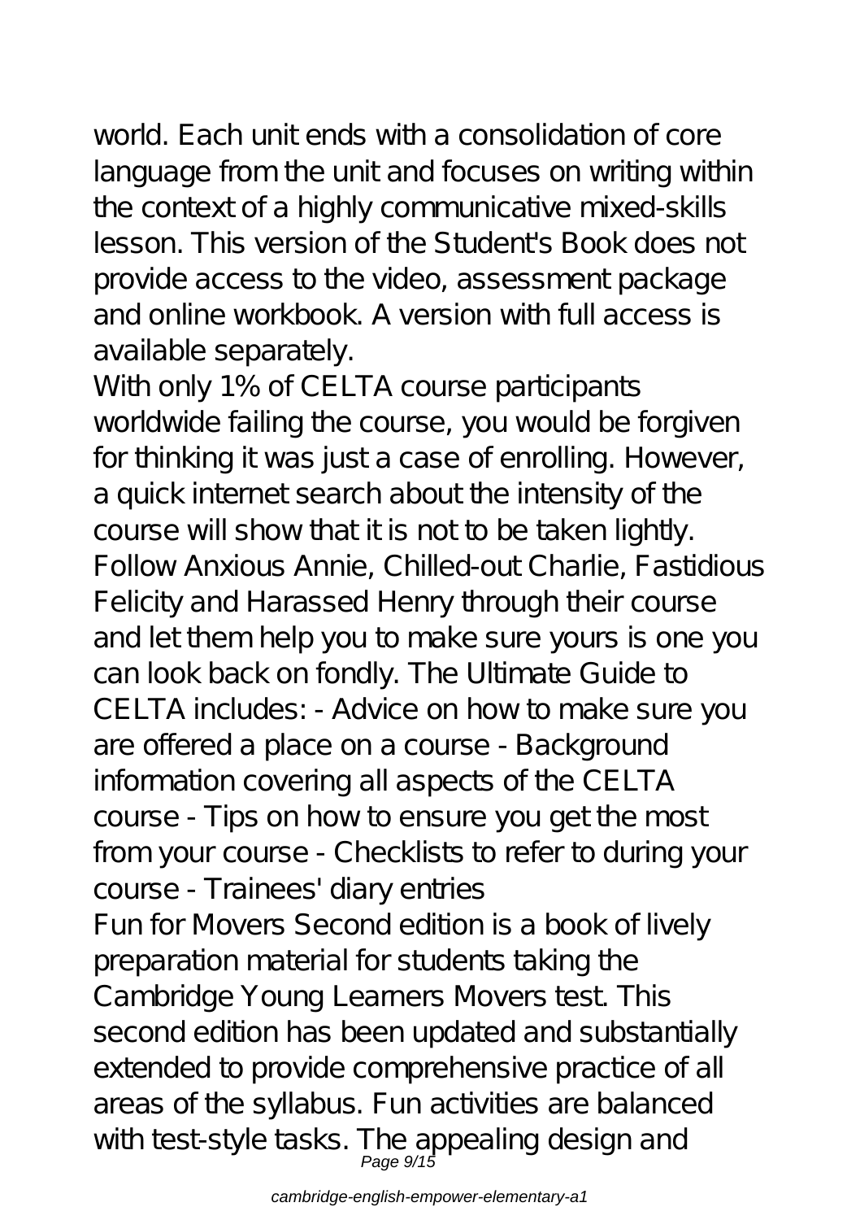world. Each unit ends with a consolidation of core language from the unit and focuses on writing within the context of a highly communicative mixed-skills lesson. This version of the Student's Book does not provide access to the video, assessment package and online workbook. A version with full access is available separately.

With only 1% of CELTA course participants worldwide failing the course, you would be forgiven for thinking it was just a case of enrolling. However, a quick internet search about the intensity of the course will show that it is not to be taken lightly. Follow Anxious Annie, Chilled-out Charlie, Fastidious Felicity and Harassed Henry through their course and let them help you to make sure yours is one you can look back on fondly. The Ultimate Guide to CELTA includes: - Advice on how to make sure you are offered a place on a course - Background information covering all aspects of the CELTA course - Tips on how to ensure you get the most from your course - Checklists to refer to during your course - Trainees' diary entries

Fun for Movers Second edition is a book of lively preparation material for students taking the Cambridge Young Learners Movers test. This second edition has been updated and substantially extended to provide comprehensive practice of all areas of the syllabus. Fun activities are balanced with test-style tasks. The appealing design and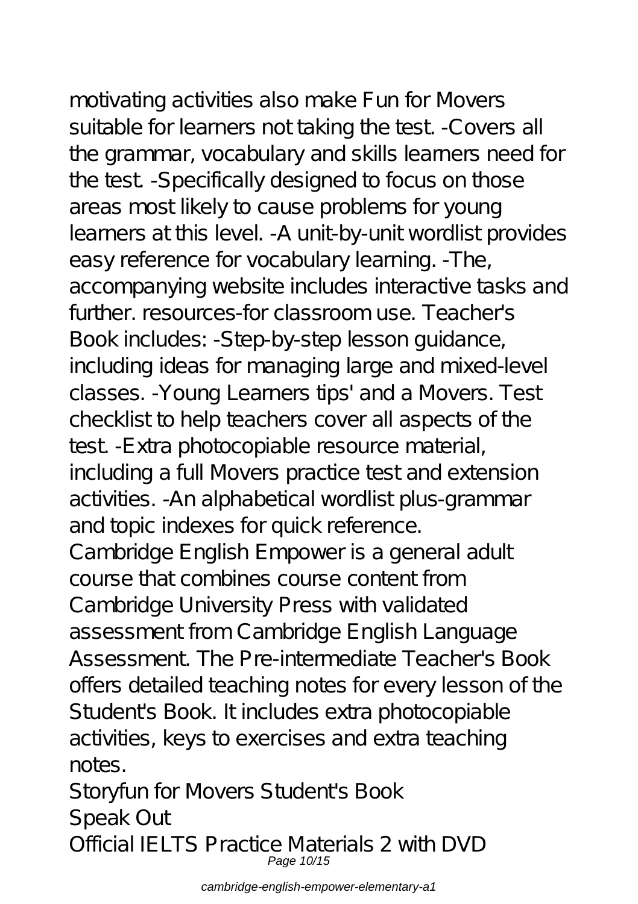motivating activities also make Fun for Movers suitable for learners not taking the test. -Covers all the grammar, vocabulary and skills learners need for the test. -Specifically designed to focus on those areas most likely to cause problems for young learners at this level. -A unit-by-unit wordlist provides easy reference for vocabulary learning. -The, accompanying website includes interactive tasks and further. resources-for classroom use. Teacher's Book includes: -Step-by-step lesson guidance, including ideas for managing large and mixed-level classes. -Young Learners tips' and a Movers. Test checklist to help teachers cover all aspects of the test. -Extra photocopiable resource material, including a full Movers practice test and extension activities. -An alphabetical wordlist plus-grammar and topic indexes for quick reference.

Cambridge English Empower is a general adult course that combines course content from Cambridge University Press with validated assessment from Cambridge English Language Assessment. The Pre-intermediate Teacher's Book offers detailed teaching notes for every lesson of the Student's Book. It includes extra photocopiable activities, keys to exercises and extra teaching notes.

Storyfun for Movers Student's Book

Speak Out

Official IELTS Practice Materials 2 with DVD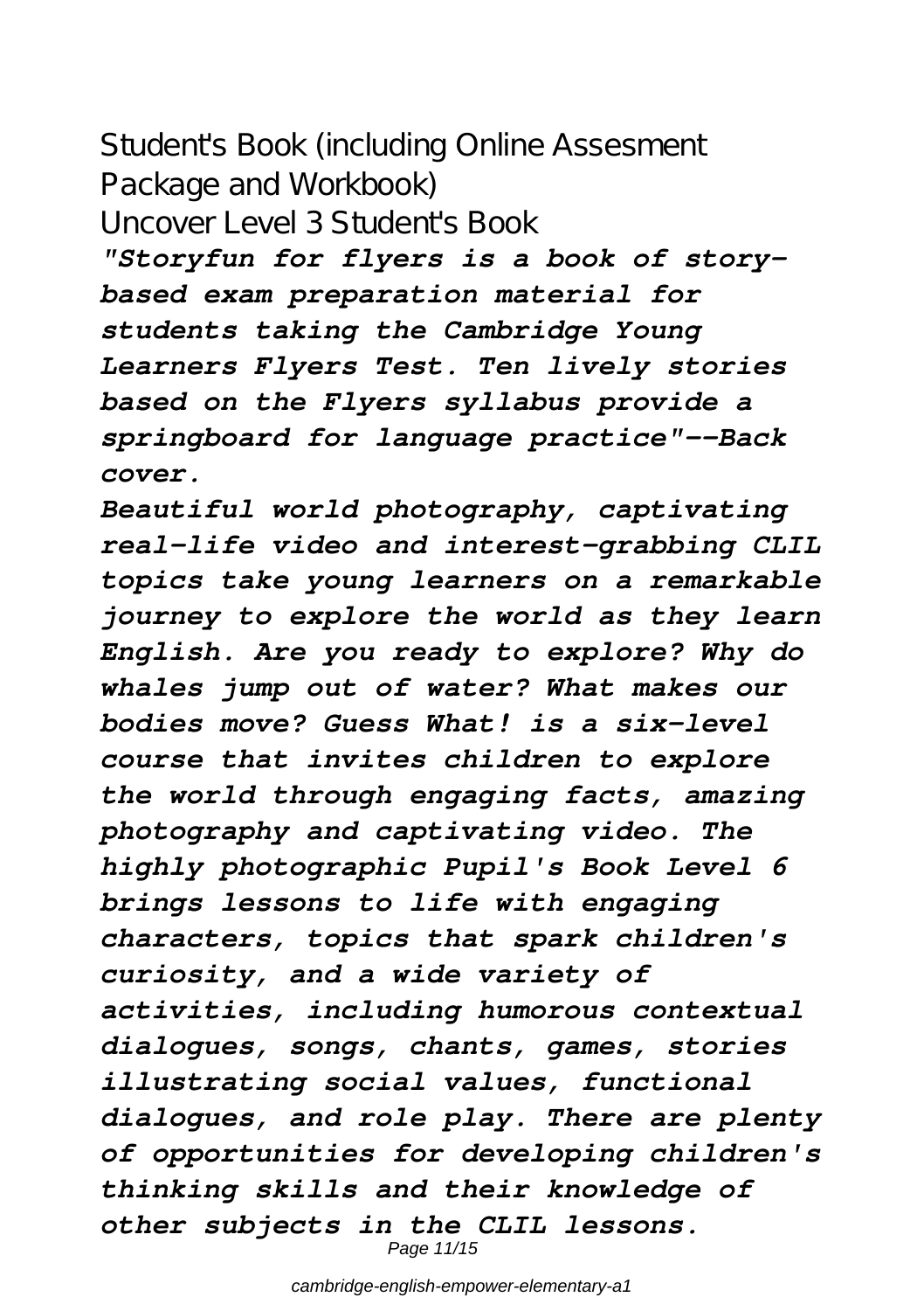Student's Book (including Online Assesment Package and Workbook)

Uncover Level 3 Student's Book

***"Storyfun for flyers is a book of story-based exam preparation material for students taking the Cambridge Young Learners Flyers Test. Ten lively stories based on the Flyers syllabus provide a springboard for language practice"--Back cover.***

***Beautiful world photography, captivating real-life video and interest-grabbing CLIL topics take young learners on a remarkable journey to explore the world as they learn English. Are you ready to explore? Why do whales jump out of water? What makes our bodies move? Guess What! is a six-level course that invites children to explore the world through engaging facts, amazing photography and captivating video. The highly photographic Pupil's Book Level 6 brings lessons to life with engaging characters, topics that spark children's curiosity, and a wide variety of activities, including humorous contextual dialogues, songs, chants, games, stories illustrating social values, functional dialogues, and role play. There are plenty of opportunities for developing children's thinking skills and their knowledge of other subjects in the CLIL lessons.***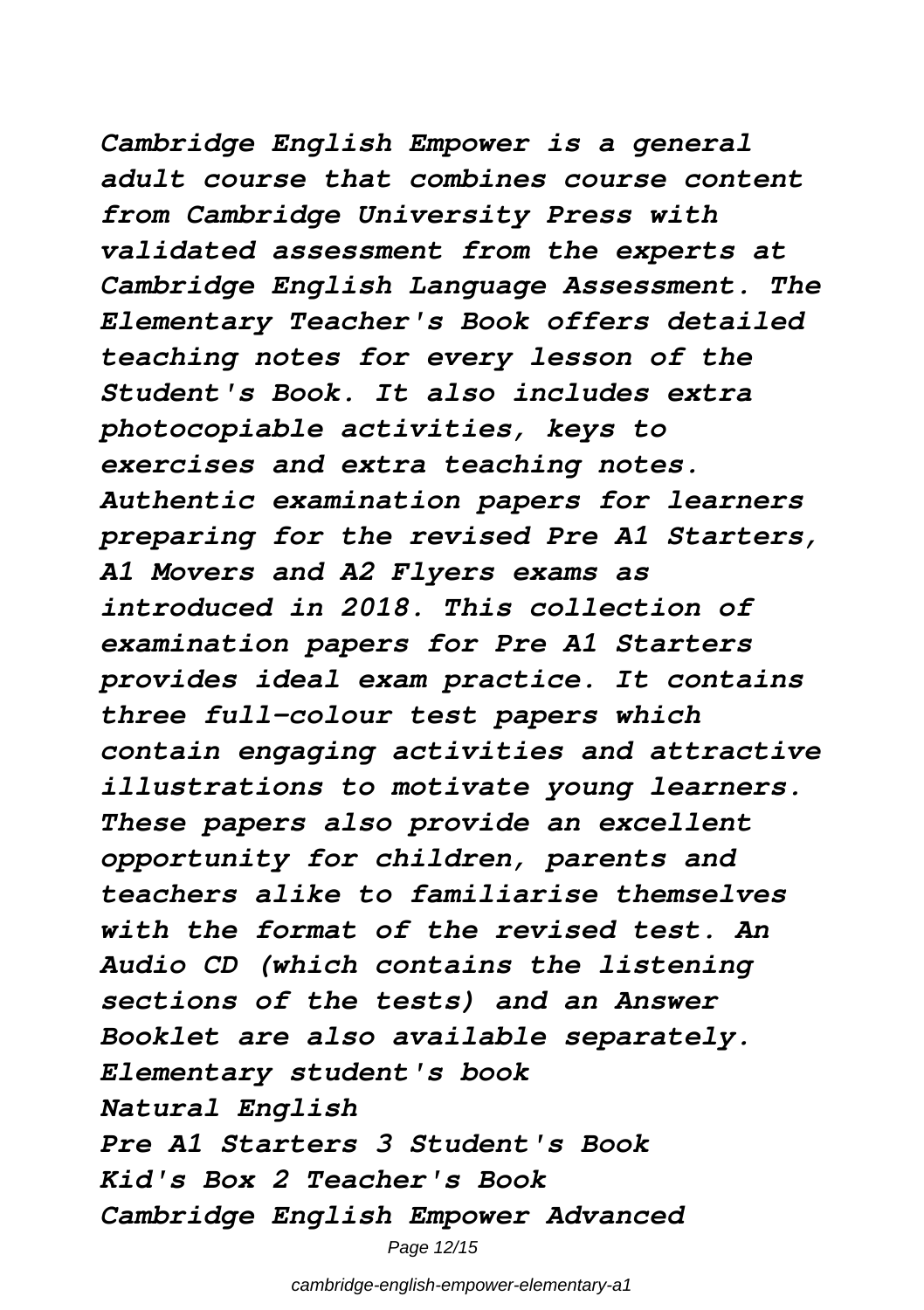*Cambridge English Empower is a general adult course that combines course content from Cambridge University Press with validated assessment from the experts at Cambridge English Language Assessment. The Elementary Teacher's Book offers detailed teaching notes for every lesson of the Student's Book. It also includes extra photocopiable activities, keys to exercises and extra teaching notes. Authentic examination papers for learners preparing for the revised Pre A1 Starters, A1 Movers and A2 Flyers exams as introduced in 2018. This collection of examination papers for Pre A1 Starters provides ideal exam practice. It contains three full-colour test papers which contain engaging activities and attractive illustrations to motivate young learners. These papers also provide an excellent opportunity for children, parents and teachers alike to familiarise themselves with the format of the revised test. An Audio CD (which contains the listening sections of the tests) and an Answer Booklet are also available separately.*

*Elementary student's book*

*Natural English*

*Pre A1 Starters 3 Student's Book*

*Kid's Box 2 Teacher's Book*

*Cambridge English Empower Advanced*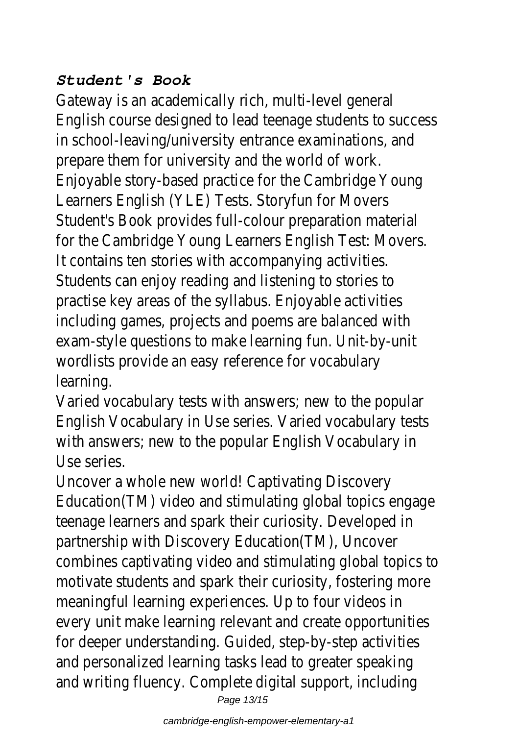### *Student's Book*

Gateway is an academically rich, multi-level general English course designed to lead teenage students to success in school-leaving/university entrance examinations, and prepare them for university and the world of work. Enjoyable story-based practice for the Cambridge Young Learners English (YLE) Tests. Storyfun for Movers Student's Book provides full-colour preparation material for the Cambridge Young Learners English Test: Movers. It contains ten stories with accompanying activities. Students can enjoy reading and listening to stories to practise key areas of the syllabus. Enjoyable activities including games, projects and poems are balanced with exam-style questions to make learning fun. Unit-by-unit wordlists provide an easy reference for vocabulary learning.

Varied vocabulary tests with answers; new to the popular English Vocabulary in Use series. Varied vocabulary tests with answers; new to the popular English Vocabulary in Use series.

Uncover a whole new world! Captivating Discovery Education(TM) video and stimulating global topics engage teenage learners and spark their curiosity. Developed in partnership with Discovery Education(TM), Uncover combines captivating video and stimulating global topics to motivate students and spark their curiosity, fostering more meaningful learning experiences. Up to four videos in every unit make learning relevant and create opportunities for deeper understanding. Guided, step-by-step activities and personalized learning tasks lead to greater speaking and writing fluency. Complete digital support, including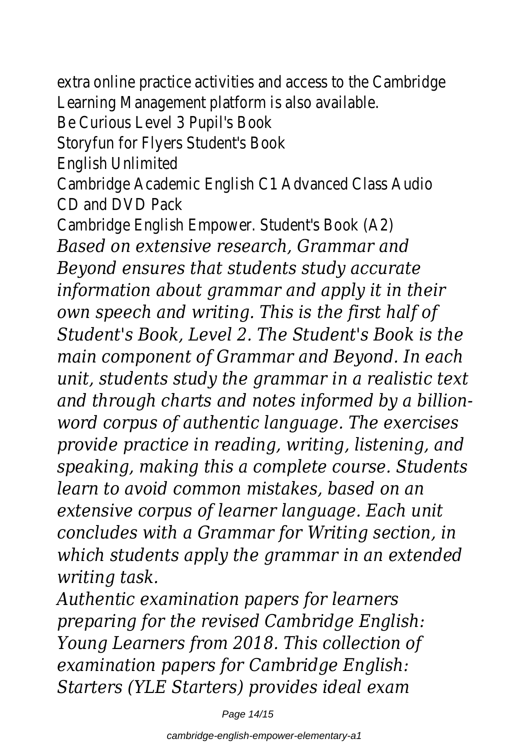extra online practice activities and access to the Cambridge Learning Management platform is also available.

Be Curious Level 3 Pupil's Book

Storyfun for Flyers Student's Book

English Unlimited

Cambridge Academic English C1 Advanced Class Audio CD and DVD Pack

Cambridge English Empower. Student's Book (A2)

*Based on extensive research, Grammar and Beyond ensures that students study accurate information about grammar and apply it in their own speech and writing. This is the first half of Student's Book, Level 2. The Student's Book is the main component of Grammar and Beyond. In each unit, students study the grammar in a realistic text and through charts and notes informed by a billion-word corpus of authentic language. The exercises provide practice in reading, writing, listening, and speaking, making this a complete course. Students learn to avoid common mistakes, based on an extensive corpus of learner language. Each unit concludes with a Grammar for Writing section, in which students apply the grammar in an extended writing task.*

*Authentic examination papers for learners preparing for the revised Cambridge English: Young Learners from 2018. This collection of examination papers for Cambridge English: Starters (YLE Starters) provides ideal exam*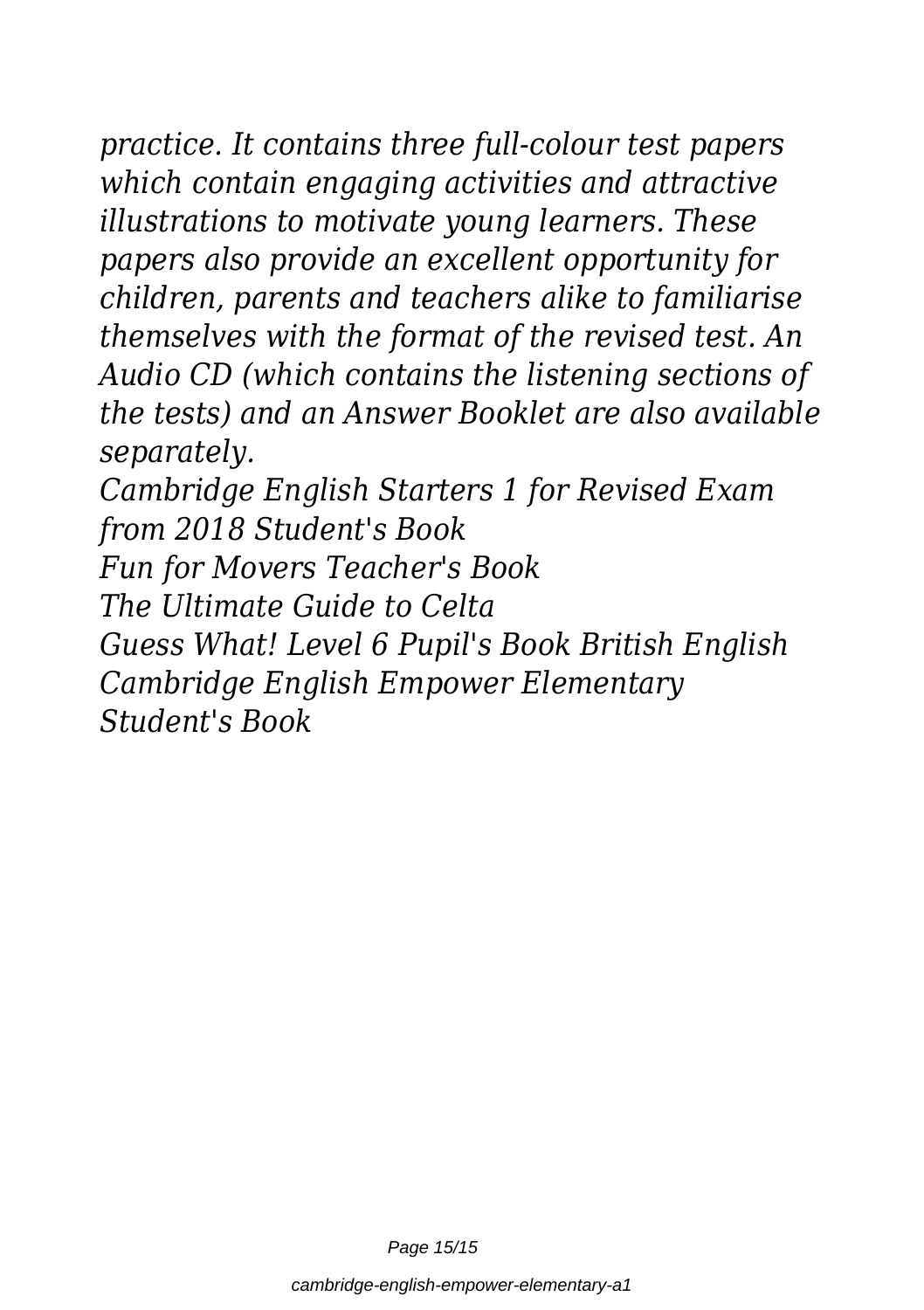*practice. It contains three full-colour test papers which contain engaging activities and attractive illustrations to motivate young learners. These papers also provide an excellent opportunity for children, parents and teachers alike to familiarise themselves with the format of the revised test. An Audio CD (which contains the listening sections of the tests) and an Answer Booklet are also available separately.*

*Cambridge English Starters 1 for Revised Exam from 2018 Student's Book*

*Fun for Movers Teacher's Book*

*The Ultimate Guide to Celta*

*Guess What! Level 6 Pupil's Book British English*

*Cambridge English Empower Elementary Student's Book*